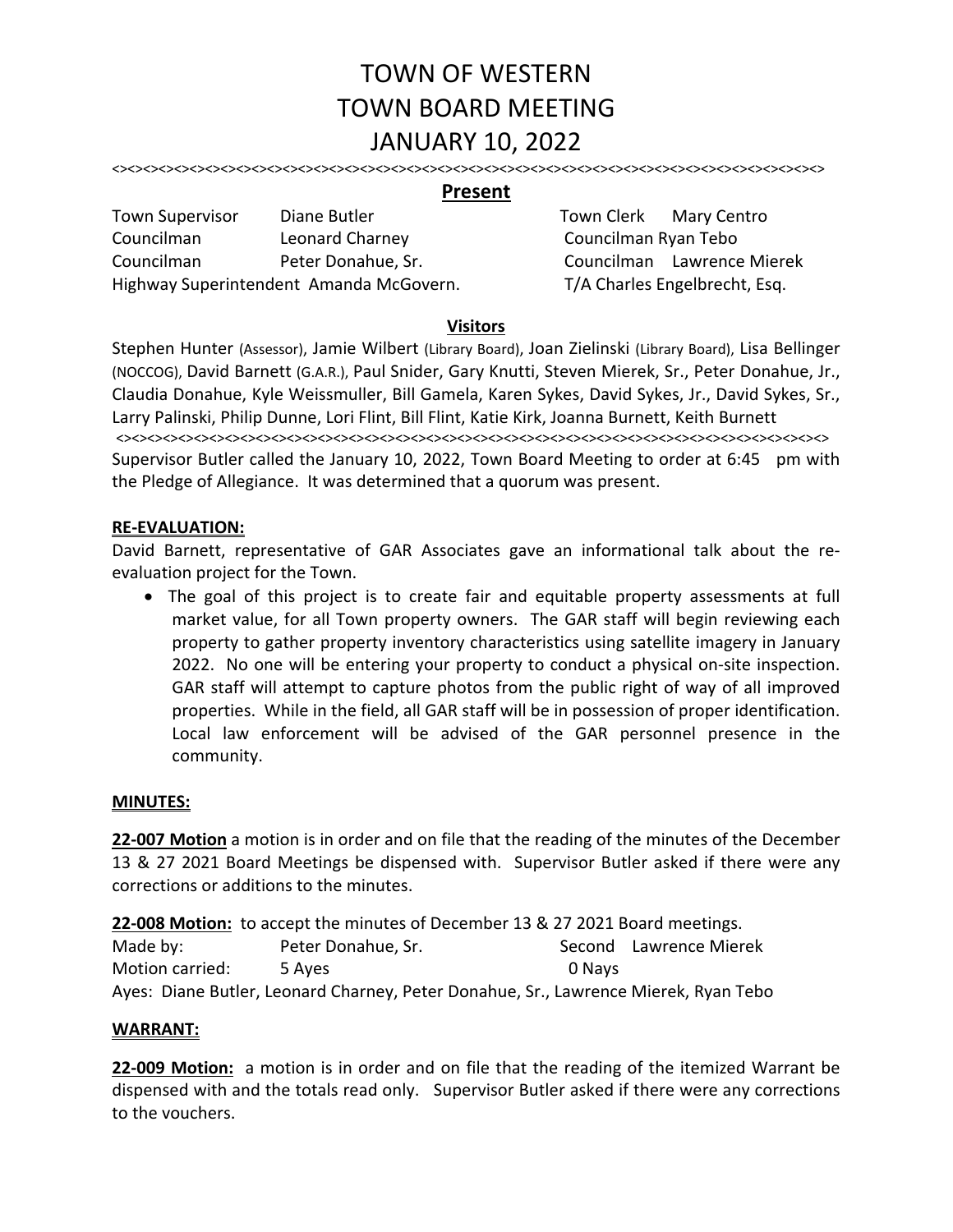# TOWN OF WESTERN
# TOWN BOARD MEETING
# JANUARY 10, 2022

<><><><><><><><><><><><><><><><><><><><><><><><><><><><><><><><><><><><><><><><><><><><><><><><><><><><><><><><><><><><><><><><><><><><><><><><><><><>

## Present

| | | | |
|---|---|---|---|
| Town Supervisor | Diane Butler | Town Clerk | Mary Centro |
| Councilman | Leonard Charney | Councilman | Ryan Tebo |
| Councilman | Peter Donahue, Sr. | Councilman | Lawrence Mierek |
| Highway Superintendent | Amanda McGovern. | T/A | Charles Engelbrecht, Esq. |

## Visitors

Stephen Hunter (Assessor), Jamie Wilbert (Library Board), Joan Zielinski (Library Board), Lisa Bellinger (NOCCOG), David Barnett (G.A.R.), Paul Snider, Gary Knutti, Steven Mierek, Sr., Peter Donahue, Jr., Claudia Donahue, Kyle Weissmuller, Bill Gamela, Karen Sykes, David Sykes, Jr., David Sykes, Sr., Larry Palinski, Philip Dunne, Lori Flint, Bill Flint, Katie Kirk, Joanna Burnett, Keith Burnett

<><><><><><><><><><><><><><><><><><><><><><><><><><><><><><><><><><><><><><><><><><><><><><><><><><><><><><><><><><><><><><><><><><><><><><><><><><><>

Supervisor Butler called the January 10, 2022, Town Board Meeting to order at 6:45 pm with the Pledge of Allegiance. It was determined that a quorum was present.

**RE-EVALUATION:**

David Barnett, representative of GAR Associates gave an informational talk about the re-evaluation project for the Town.

- The goal of this project is to create fair and equitable property assessments at full market value, for all Town property owners. The GAR staff will begin reviewing each property to gather property inventory characteristics using satellite imagery in January 2022. No one will be entering your property to conduct a physical on-site inspection. GAR staff will attempt to capture photos from the public right of way of all improved properties. While in the field, all GAR staff will be in possession of proper identification. Local law enforcement will be advised of the GAR personnel presence in the community.

**MINUTES:**

**22-007 Motion** a motion is in order and on file that the reading of the minutes of the December 13 & 27 2021 Board Meetings be dispensed with. Supervisor Butler asked if there were any corrections or additions to the minutes.

**22-008 Motion:** to accept the minutes of December 13 & 27 2021 Board meetings.

| | | | |
|---|---|---|---|
| Made by: | Peter Donahue, Sr. | Second | Lawrence Mierek |
| Motion carried: | 5 Ayes | 0 Nays | |

Ayes: Diane Butler, Leonard Charney, Peter Donahue, Sr., Lawrence Mierek, Ryan Tebo

**WARRANT:**

**22-009 Motion:** a motion is in order and on file that the reading of the itemized Warrant be dispensed with and the totals read only. Supervisor Butler asked if there were any corrections to the vouchers.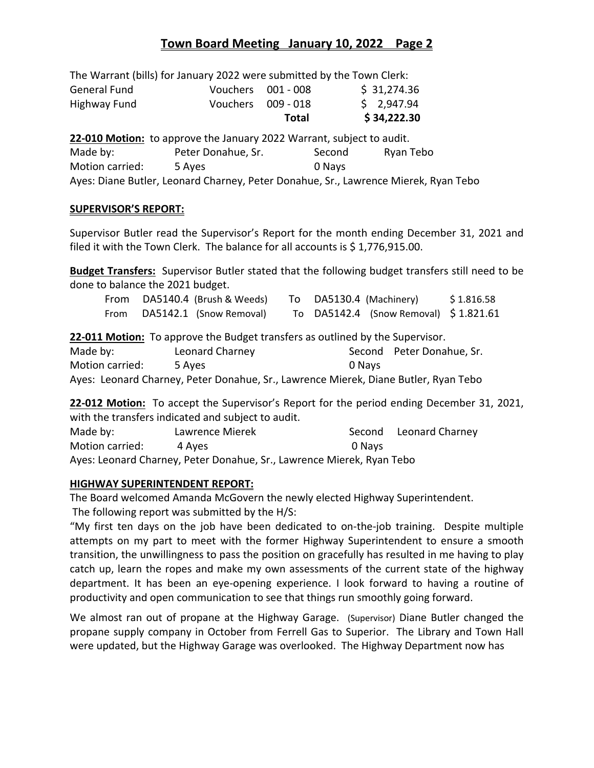The Warrant (bills) for January 2022 were submitted by the Town Clerk:

| | | | |
|---|---|---|---|
| General Fund | Vouchers | 001 - 008 | $ 31,274.36 |
| Highway Fund | Vouchers | 009 - 018 | $ 2,947.94 |
| | | **Total** | **$ 34,222.30** |

**22-010 Motion:** to approve the January 2022 Warrant, subject to audit.
Made by: Peter Donahue, Sr. Second Ryan Tebo
Motion carried: 5 Ayes 0 Nays
Ayes: Diane Butler, Leonard Charney, Peter Donahue, Sr., Lawrence Mierek, Ryan Tebo

**SUPERVISOR'S REPORT:**

Supervisor Butler read the Supervisor's Report for the month ending December 31, 2021 and filed it with the Town Clerk. The balance for all accounts is $ 1,776,915.00.

**Budget Transfers:** Supervisor Butler stated that the following budget transfers still need to be done to balance the 2021 budget.

| | | | | | |
|---|---|---|---|---|---|
| From | DA5140.4 (Brush & Weeds) | To | DA5130.4 (Machinery) | | $ 1.816.58 |
| From | DA5142.1 (Snow Removal) | To | DA5142.4 (Snow Removal) | | $ 1.821.61 |

**22-011 Motion:** To approve the Budget transfers as outlined by the Supervisor.
Made by: Leonard Charney Second Peter Donahue, Sr.
Motion carried: 5 Ayes 0 Nays
Ayes: Leonard Charney, Peter Donahue, Sr., Lawrence Mierek, Diane Butler, Ryan Tebo

**22-012 Motion:** To accept the Supervisor's Report for the period ending December 31, 2021, with the transfers indicated and subject to audit.
Made by: Lawrence Mierek Second Leonard Charney
Motion carried: 4 Ayes 0 Nays
Ayes: Leonard Charney, Peter Donahue, Sr., Lawrence Mierek, Ryan Tebo

**HIGHWAY SUPERINTENDENT REPORT:**

The Board welcomed Amanda McGovern the newly elected Highway Superintendent.
The following report was submitted by the H/S:

"My first ten days on the job have been dedicated to on-the-job training. Despite multiple attempts on my part to meet with the former Highway Superintendent to ensure a smooth transition, the unwillingness to pass the position on gracefully has resulted in me having to play catch up, learn the ropes and make my own assessments of the current state of the highway department. It has been an eye-opening experience. I look forward to having a routine of productivity and open communication to see that things run smoothly going forward.

We almost ran out of propane at the Highway Garage. (Supervisor) Diane Butler changed the propane supply company in October from Ferrell Gas to Superior. The Library and Town Hall were updated, but the Highway Garage was overlooked. The Highway Department now has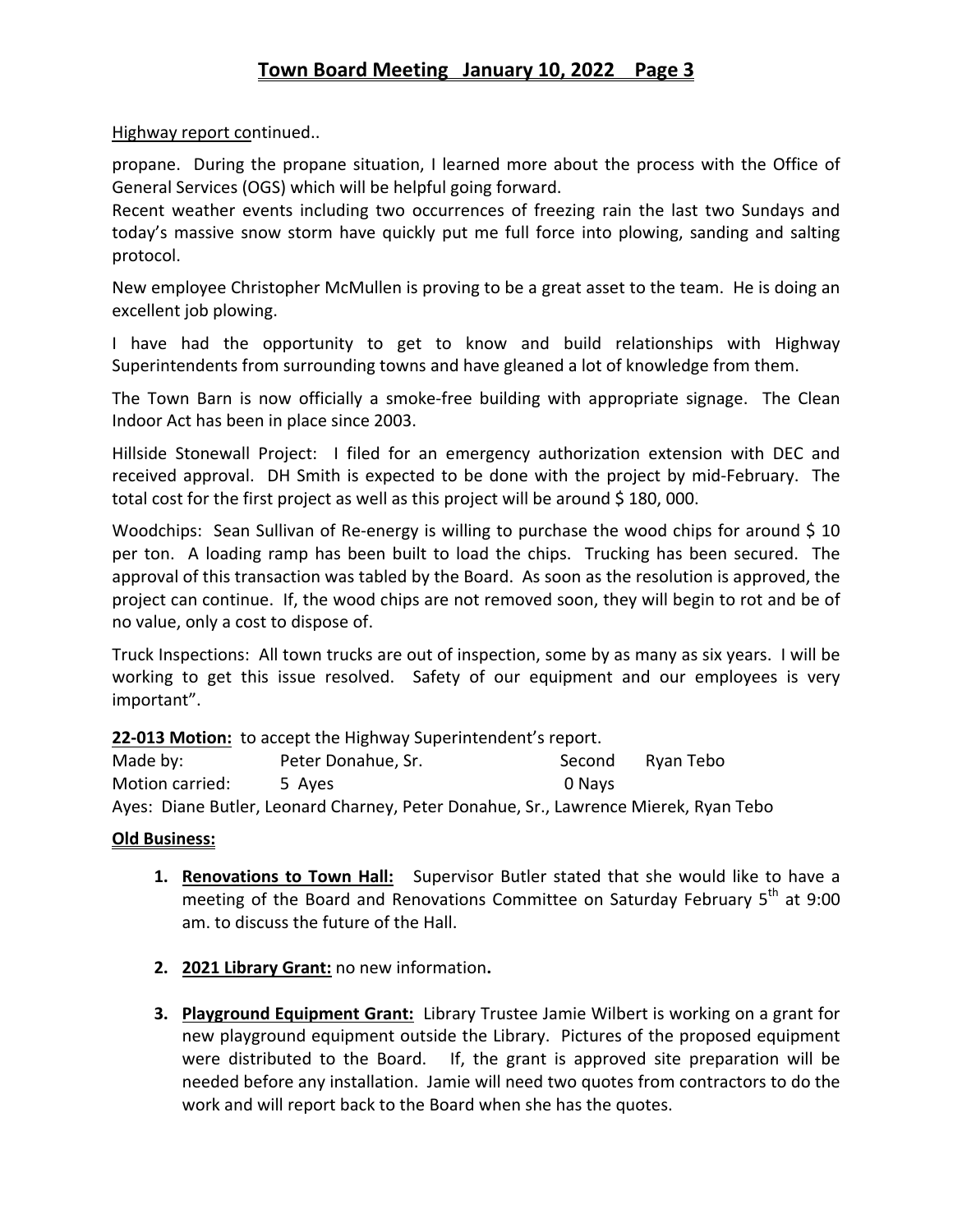Highway report continued..

propane. During the propane situation, I learned more about the process with the Office of General Services (OGS) which will be helpful going forward.
Recent weather events including two occurrences of freezing rain the last two Sundays and today's massive snow storm have quickly put me full force into plowing, sanding and salting protocol.

New employee Christopher McMullen is proving to be a great asset to the team. He is doing an excellent job plowing.

I have had the opportunity to get to know and build relationships with Highway Superintendents from surrounding towns and have gleaned a lot of knowledge from them.

The Town Barn is now officially a smoke-free building with appropriate signage. The Clean Indoor Act has been in place since 2003.

Hillside Stonewall Project: I filed for an emergency authorization extension with DEC and received approval. DH Smith is expected to be done with the project by mid-February. The total cost for the first project as well as this project will be around $ 180, 000.

Woodchips: Sean Sullivan of Re-energy is willing to purchase the wood chips for around $ 10 per ton. A loading ramp has been built to load the chips. Trucking has been secured. The approval of this transaction was tabled by the Board. As soon as the resolution is approved, the project can continue. If, the wood chips are not removed soon, they will begin to rot and be of no value, only a cost to dispose of.

Truck Inspections: All town trucks are out of inspection, some by as many as six years. I will be working to get this issue resolved. Safety of our equipment and our employees is very important".

**22-013 Motion:** to accept the Highway Superintendent's report.

Made by: Peter Donahue, Sr. Second Ryan Tebo
Motion carried: 5 Ayes 0 Nays
Ayes: Diane Butler, Leonard Charney, Peter Donahue, Sr., Lawrence Mierek, Ryan Tebo

**Old Business:**

1. **Renovations to Town Hall:** Supervisor Butler stated that she would like to have a meeting of the Board and Renovations Committee on Saturday February 5th at 9:00 am. to discuss the future of the Hall.

2. **2021 Library Grant:** no new information**.**

3. **Playground Equipment Grant:** Library Trustee Jamie Wilbert is working on a grant for new playground equipment outside the Library. Pictures of the proposed equipment were distributed to the Board. If, the grant is approved site preparation will be needed before any installation. Jamie will need two quotes from contractors to do the work and will report back to the Board when she has the quotes.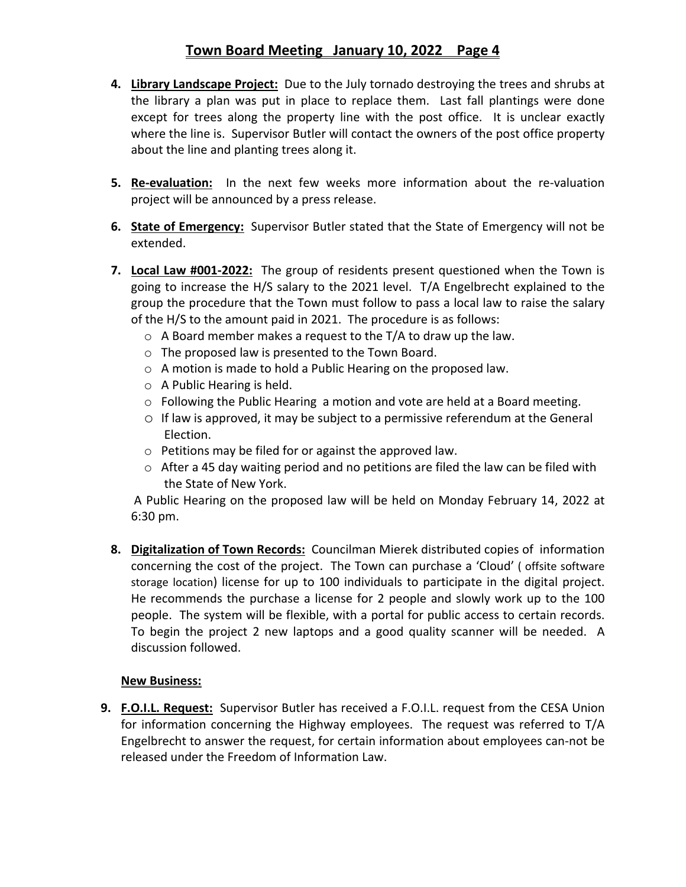4. **Library Landscape Project:** Due to the July tornado destroying the trees and shrubs at the library a plan was put in place to replace them. Last fall plantings were done except for trees along the property line with the post office. It is unclear exactly where the line is. Supervisor Butler will contact the owners of the post office property about the line and planting trees along it.

5. **Re-evaluation:** In the next few weeks more information about the re-valuation project will be announced by a press release.

6. **State of Emergency:** Supervisor Butler stated that the State of Emergency will not be extended.

7. **Local Law #001-2022:** The group of residents present questioned when the Town is going to increase the H/S salary to the 2021 level. T/A Engelbrecht explained to the group the procedure that the Town must follow to pass a local law to raise the salary of the H/S to the amount paid in 2021. The procedure is as follows:
   - A Board member makes a request to the T/A to draw up the law.
   - The proposed law is presented to the Town Board.
   - A motion is made to hold a Public Hearing on the proposed law.
   - A Public Hearing is held.
   - Following the Public Hearing a motion and vote are held at a Board meeting.
   - If law is approved, it may be subject to a permissive referendum at the General Election.
   - Petitions may be filed for or against the approved law.
   - After a 45 day waiting period and no petitions are filed the law can be filed with the State of New York.

   A Public Hearing on the proposed law will be held on Monday February 14, 2022 at 6:30 pm.

8. **Digitalization of Town Records:** Councilman Mierek distributed copies of information concerning the cost of the project. The Town can purchase a 'Cloud' ( offsite software storage location) license for up to 100 individuals to participate in the digital project. He recommends the purchase a license for 2 people and slowly work up to the 100 people. The system will be flexible, with a portal for public access to certain records. To begin the project 2 new laptops and a good quality scanner will be needed. A discussion followed.

**New Business:**

9. **F.O.I.L. Request:** Supervisor Butler has received a F.O.I.L. request from the CESA Union for information concerning the Highway employees. The request was referred to T/A Engelbrecht to answer the request, for certain information about employees can-not be released under the Freedom of Information Law.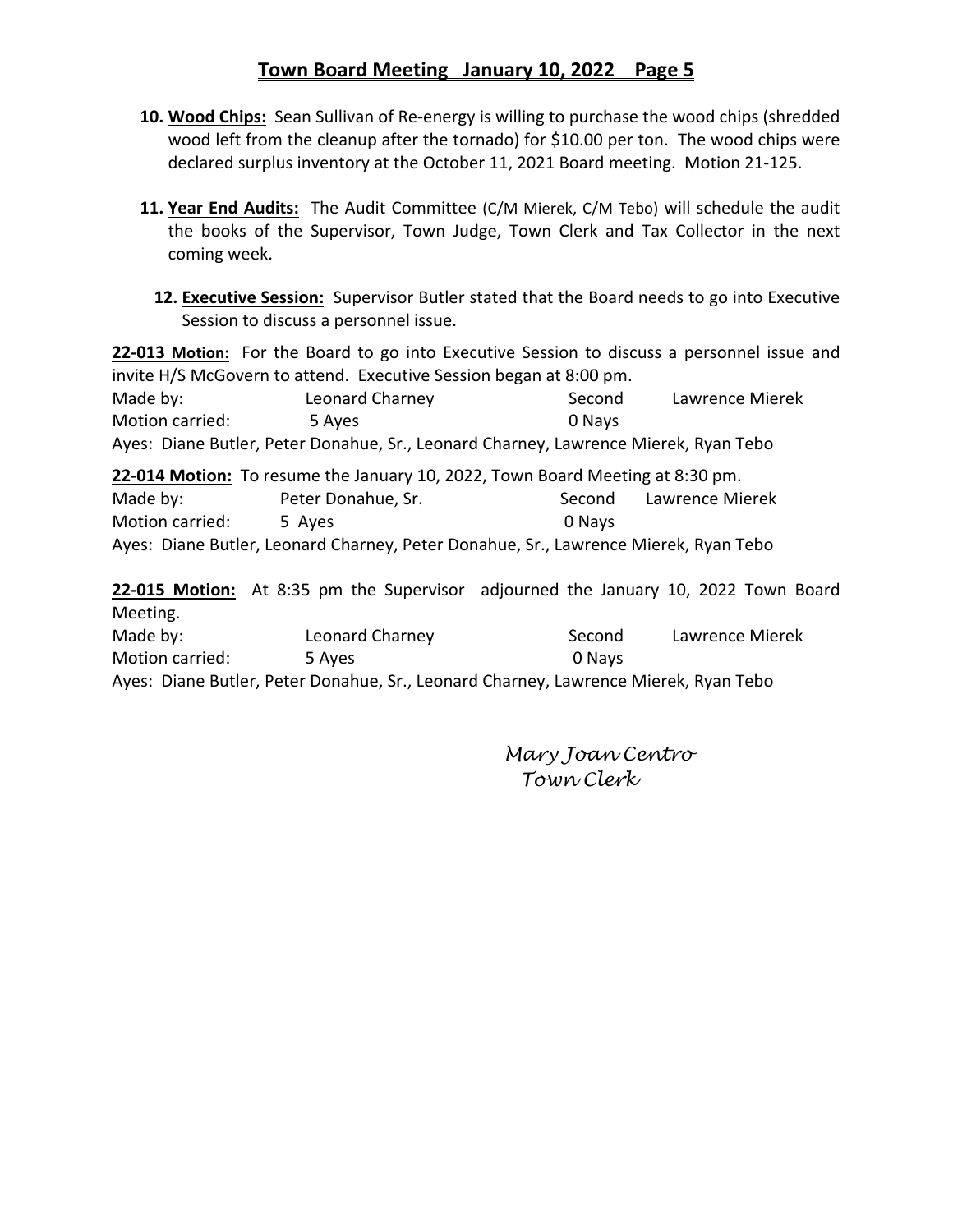10. **Wood Chips:** Sean Sullivan of Re-energy is willing to purchase the wood chips (shredded wood left from the cleanup after the tornado) for $10.00 per ton. The wood chips were declared surplus inventory at the October 11, 2021 Board meeting. Motion 21-125.

11. **Year End Audits:** The Audit Committee (C/M Mierek, C/M Tebo) will schedule the audit the books of the Supervisor, Town Judge, Town Clerk and Tax Collector in the next coming week.

12. **Executive Session:** Supervisor Butler stated that the Board needs to go into Executive Session to discuss a personnel issue.

**22-013 Motion:** For the Board to go into Executive Session to discuss a personnel issue and invite H/S McGovern to attend. Executive Session began at 8:00 pm.

| | | | |
|---|---|---|---|
| Made by: | Leonard Charney | Second | Lawrence Mierek |
| Motion carried: | 5 Ayes | 0 Nays | |

Ayes: Diane Butler, Peter Donahue, Sr., Leonard Charney, Lawrence Mierek, Ryan Tebo

**22-014 Motion:** To resume the January 10, 2022, Town Board Meeting at 8:30 pm.

| | | | |
|---|---|---|---|
| Made by: | Peter Donahue, Sr. | Second | Lawrence Mierek |
| Motion carried: | 5 Ayes | 0 Nays | |

Ayes: Diane Butler, Leonard Charney, Peter Donahue, Sr., Lawrence Mierek, Ryan Tebo

**22-015 Motion:** At 8:35 pm the Supervisor adjourned the January 10, 2022 Town Board Meeting.

| | | | |
|---|---|---|---|
| Made by: | Leonard Charney | Second | Lawrence Mierek |
| Motion carried: | 5 Ayes | 0 Nays | |

Ayes: Diane Butler, Peter Donahue, Sr., Leonard Charney, Lawrence Mierek, Ryan Tebo

*Mary Joan Centro*
*Town Clerk*